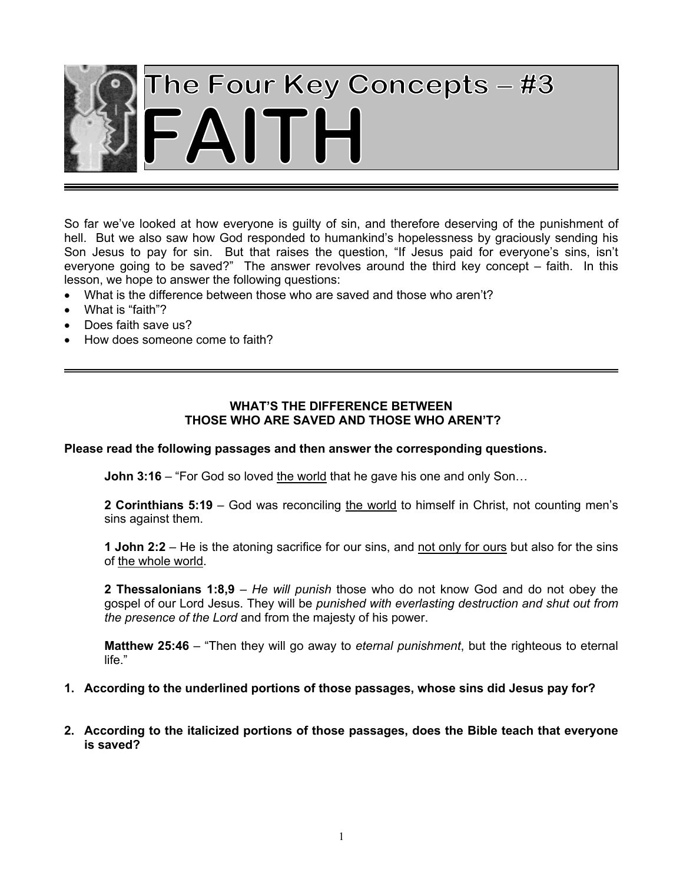# The Four Key Concepts – #3
# FAITH

So far we've looked at how everyone is guilty of sin, and therefore deserving of the punishment of hell. But we also saw how God responded to humankind's hopelessness by graciously sending his Son Jesus to pay for sin. But that raises the question, "If Jesus paid for everyone's sins, isn't everyone going to be saved?" The answer revolves around the third key concept – faith. In this lesson, we hope to answer the following questions:

- What is the difference between those who are saved and those who aren't?
- What is "faith"?
- Does faith save us?
- How does someone come to faith?

## WHAT'S THE DIFFERENCE BETWEEN THOSE WHO ARE SAVED AND THOSE WHO AREN'T?

**Please read the following passages and then answer the corresponding questions.**

> **John 3:16** – "For God so loved <u>the world</u> that he gave his one and only Son…
>
> **2 Corinthians 5:19** – God was reconciling <u>the world</u> to himself in Christ, not counting men's sins against them.
>
> **1 John 2:2** – He is the atoning sacrifice for our sins, and <u>not only for ours</u> but also for the sins of <u>the whole world</u>.
>
> **2 Thessalonians 1:8,9** – *He will punish* those who do not know God and do not obey the gospel of our Lord Jesus. They will be *punished with everlasting destruction and shut out from the presence of the Lord* and from the majesty of his power.
>
> **Matthew 25:46** – "Then they will go away to *eternal punishment*, but the righteous to eternal life."

**1. According to the underlined portions of those passages, whose sins did Jesus pay for?**

**2. According to the italicized portions of those passages, does the Bible teach that everyone is saved?**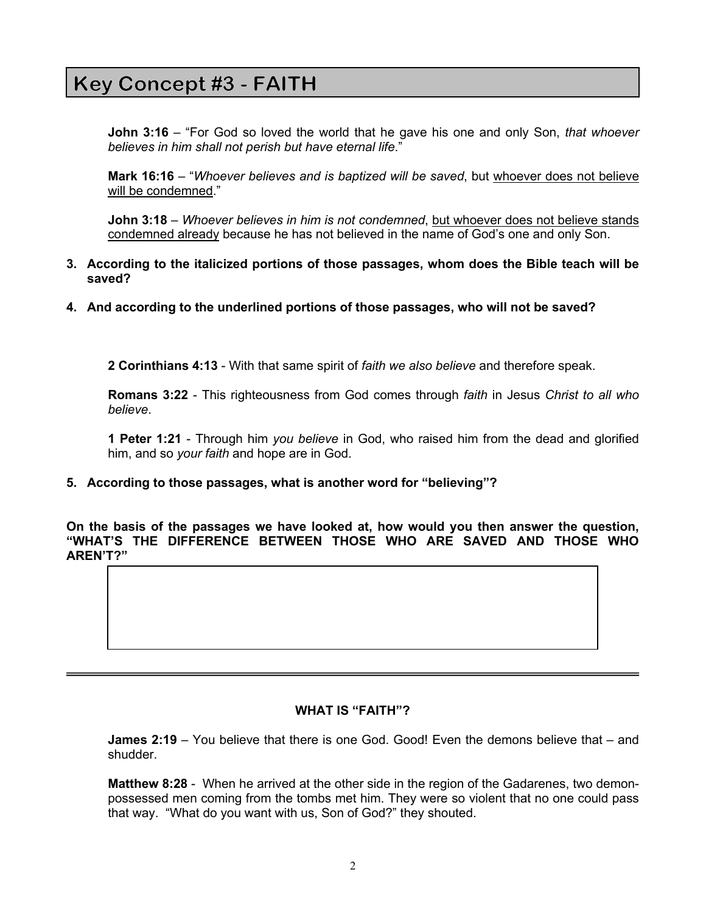# Key Concept #3 - FAITH

**John 3:16** – "For God so loved the world that he gave his one and only Son, *that whoever believes in him shall not perish but have eternal life*."

**Mark 16:16** – "*Whoever believes and is baptized will be saved*, but <u>whoever does not believe will be condemned</u>."

**John 3:18** – *Whoever believes in him is not condemned*, <u>but whoever does not believe stands condemned already</u> because he has not believed in the name of God's one and only Son.

**3. According to the italicized portions of those passages, whom does the Bible teach will be saved?**

**4. And according to the underlined portions of those passages, who will not be saved?**

**2 Corinthians 4:13** - With that same spirit of *faith we also believe* and therefore speak.

**Romans 3:22** - This righteousness from God comes through *faith* in Jesus *Christ to all who believe*.

**1 Peter 1:21** - Through him *you believe* in God, who raised him from the dead and glorified him, and so *your faith* and hope are in God.

**5. According to those passages, what is another word for "believing"?**

**On the basis of the passages we have looked at, how would you then answer the question, "WHAT'S THE DIFFERENCE BETWEEN THOSE WHO ARE SAVED AND THOSE WHO AREN'T?"**

---

**WHAT IS "FAITH"?**

**James 2:19** – You believe that there is one God. Good! Even the demons believe that – and shudder.

**Matthew 8:28** - When he arrived at the other side in the region of the Gadarenes, two demon-possessed men coming from the tombs met him. They were so violent that no one could pass that way. "What do you want with us, Son of God?" they shouted.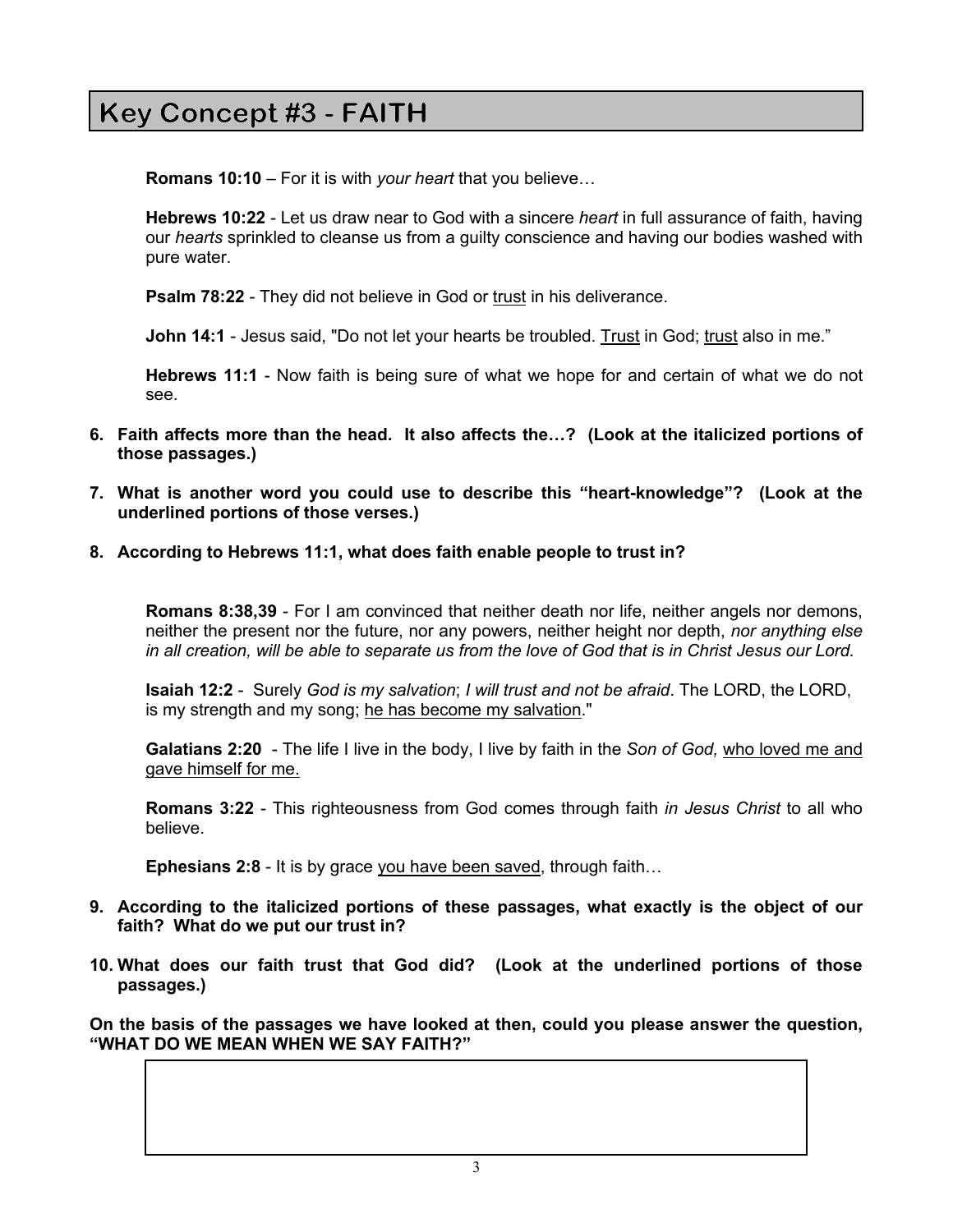# Key Concept #3 - FAITH

**Romans 10:10** – For it is with *your heart* that you believe…

**Hebrews 10:22** - Let us draw near to God with a sincere *heart* in full assurance of faith, having our *hearts* sprinkled to cleanse us from a guilty conscience and having our bodies washed with pure water.

**Psalm 78:22** - They did not believe in God or <u>trust</u> in his deliverance.

**John 14:1** - Jesus said, "Do not let your hearts be troubled. <u>Trust</u> in God; <u>trust</u> also in me."

**Hebrews 11:1** - Now faith is being sure of what we hope for and certain of what we do not see.

6. **Faith affects more than the head. It also affects the…? (Look at the italicized portions of those passages.)**
7. **What is another word you could use to describe this "heart-knowledge"? (Look at the underlined portions of those verses.)**
8. **According to Hebrews 11:1, what does faith enable people to trust in?**

**Romans 8:38,39** - For I am convinced that neither death nor life, neither angels nor demons, neither the present nor the future, nor any powers, neither height nor depth, *nor anything else in all creation, will be able to separate us from the love of God that is in Christ Jesus our Lord.*

**Isaiah 12:2** - Surely *God is my salvation*; *I will trust and not be afraid*. The LORD, the LORD, is my strength and my song; <u>he has become my salvation</u>."

**Galatians 2:20** - The life I live in the body, I live by faith in the *Son of God,* <u>who loved me and gave himself for me.</u>

**Romans 3:22** - This righteousness from God comes through faith *in Jesus Christ* to all who believe.

**Ephesians 2:8** - It is by grace <u>you have been saved</u>, through faith…

9. **According to the italicized portions of these passages, what exactly is the object of our faith? What do we put our trust in?**
10. **What does our faith trust that God did? (Look at the underlined portions of those passages.)**

**On the basis of the passages we have looked at then, could you please answer the question, "WHAT DO WE MEAN WHEN WE SAY FAITH?"**

| |
|---|
| |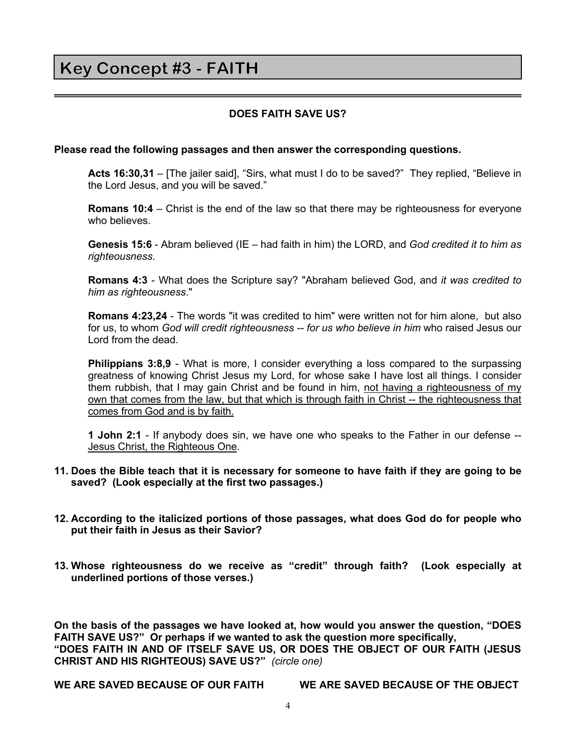# Key Concept #3 - FAITH

---

**DOES FAITH SAVE US?**

**Please read the following passages and then answer the corresponding questions.**

> **Acts 16:30,31** – [The jailer said], "Sirs, what must I do to be saved?" They replied, "Believe in the Lord Jesus, and you will be saved."
>
> **Romans 10:4** – Christ is the end of the law so that there may be righteousness for everyone who believes.
>
> **Genesis 15:6** - Abram believed (IE – had faith in him) the LORD, and *God credited it to him as righteousness*.
>
> **Romans 4:3** - What does the Scripture say? "Abraham believed God, and *it was credited to him as righteousness*."
>
> **Romans 4:23,24** - The words "it was credited to him" were written not for him alone, but also for us, to whom *God will credit righteousness -- for us who believe in him* who raised Jesus our Lord from the dead.
>
> **Philippians 3:8,9** - What is more, I consider everything a loss compared to the surpassing greatness of knowing Christ Jesus my Lord, for whose sake I have lost all things. I consider them rubbish, that I may gain Christ and be found in him, <u>not having a righteousness of my own that comes from the law, but that which is through faith in Christ -- the righteousness that comes from God and is by faith.</u>
>
> **1 John 2:1** - If anybody does sin, we have one who speaks to the Father in our defense -- <u>Jesus Christ, the Righteous One</u>.

**11. Does the Bible teach that it is necessary for someone to have faith if they are going to be saved? (Look especially at the first two passages.)**

**12. According to the italicized portions of those passages, what does God do for people who put their faith in Jesus as their Savior?**

**13. Whose righteousness do we receive as "credit" through faith? (Look especially at underlined portions of those verses.)**

**On the basis of the passages we have looked at, how would you answer the question, "DOES FAITH SAVE US?" Or perhaps if we wanted to ask the question more specifically, "DOES FAITH IN AND OF ITSELF SAVE US, OR DOES THE OBJECT OF OUR FAITH (JESUS CHRIST AND HIS RIGHTEOUS) SAVE US?"** *(circle one)*

**WE ARE SAVED BECAUSE OF OUR FAITH**　　　　**WE ARE SAVED BECAUSE OF THE OBJECT**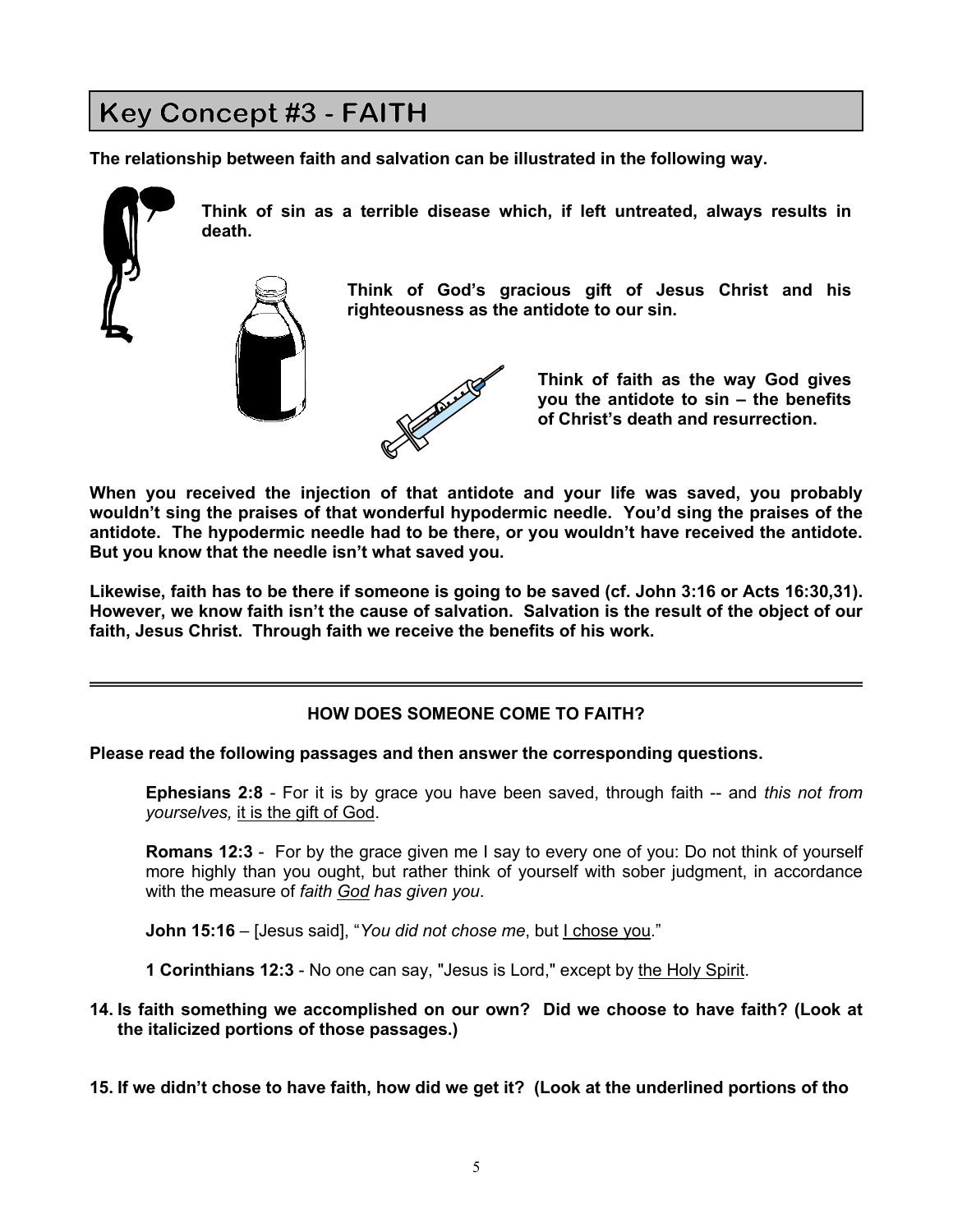# Key Concept #3 - FAITH

**The relationship between faith and salvation can be illustrated in the following way.**

**Think of sin as a terrible disease which, if left untreated, always results in death.**

**Think of God's gracious gift of Jesus Christ and his righteousness as the antidote to our sin.**

**Think of faith as the way God gives you the antidote to sin – the benefits of Christ's death and resurrection.**

**When you received the injection of that antidote and your life was saved, you probably wouldn't sing the praises of that wonderful hypodermic needle. You'd sing the praises of the antidote. The hypodermic needle had to be there, or you wouldn't have received the antidote. But you know that the needle isn't what saved you.**

**Likewise, faith has to be there if someone is going to be saved (cf. John 3:16 or Acts 16:30,31). However, we know faith isn't the cause of salvation. Salvation is the result of the object of our faith, Jesus Christ. Through faith we receive the benefits of his work.**

---

**HOW DOES SOMEONE COME TO FAITH?**

**Please read the following passages and then answer the corresponding questions.**

> **Ephesians 2:8** - For it is by grace you have been saved, through faith -- and *this not from yourselves,* <u>it is the gift of God</u>.
>
> **Romans 12:3** - For by the grace given me I say to every one of you: Do not think of yourself more highly than you ought, but rather think of yourself with sober judgment, in accordance with the measure of *faith <u>God</u> has given you*.
>
> **John 15:16** – [Jesus said], "*You did not chose me*, but <u>I chose you</u>."
>
> **1 Corinthians 12:3** - No one can say, "Jesus is Lord," except by <u>the Holy Spirit</u>.

**14. Is faith something we accomplished on our own? Did we choose to have faith? (Look at the italicized portions of those passages.)**

**15. If we didn't chose to have faith, how did we get it? (Look at the underlined portions of tho**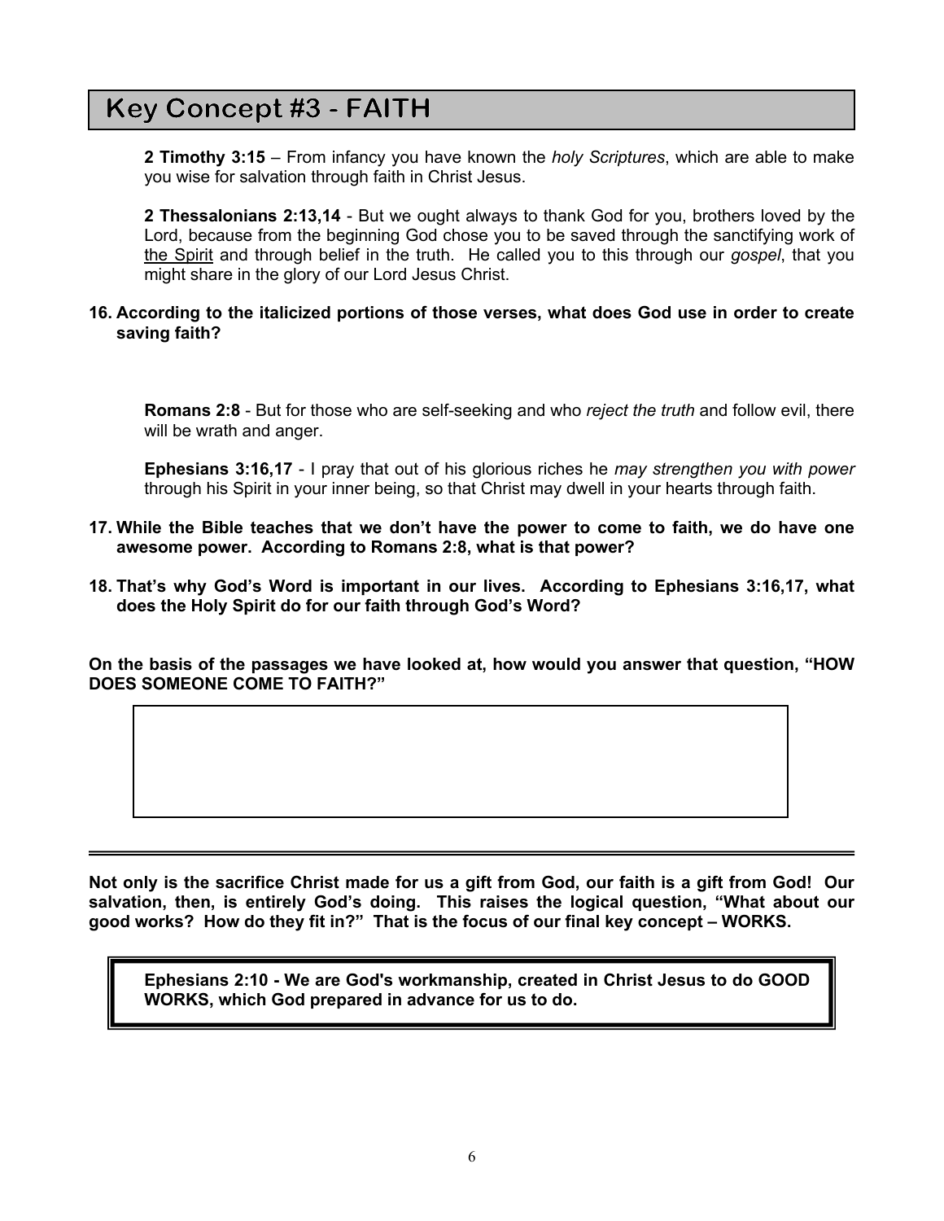# Key Concept #3 - FAITH

**2 Timothy 3:15** – From infancy you have known the *holy Scriptures*, which are able to make you wise for salvation through faith in Christ Jesus.

**2 Thessalonians 2:13,14** - But we ought always to thank God for you, brothers loved by the Lord, because from the beginning God chose you to be saved through the sanctifying work of <u>the Spirit</u> and through belief in the truth. He called you to this through our *gospel*, that you might share in the glory of our Lord Jesus Christ.

**16. According to the italicized portions of those verses, what does God use in order to create saving faith?**

**Romans 2:8** - But for those who are self-seeking and who *reject the truth* and follow evil, there will be wrath and anger.

**Ephesians 3:16,17** - I pray that out of his glorious riches he *may strengthen you with power* through his Spirit in your inner being, so that Christ may dwell in your hearts through faith.

**17. While the Bible teaches that we don't have the power to come to faith, we do have one awesome power. According to Romans 2:8, what is that power?**

**18. That's why God's Word is important in our lives. According to Ephesians 3:16,17, what does the Holy Spirit do for our faith through God's Word?**

**On the basis of the passages we have looked at, how would you answer that question, "HOW DOES SOMEONE COME TO FAITH?"**

---

**Not only is the sacrifice Christ made for us a gift from God, our faith is a gift from God! Our salvation, then, is entirely God's doing. This raises the logical question, "What about our good works? How do they fit in?" That is the focus of our final key concept – WORKS.**

**Ephesians 2:10 - We are God's workmanship, created in Christ Jesus to do GOOD WORKS, which God prepared in advance for us to do.**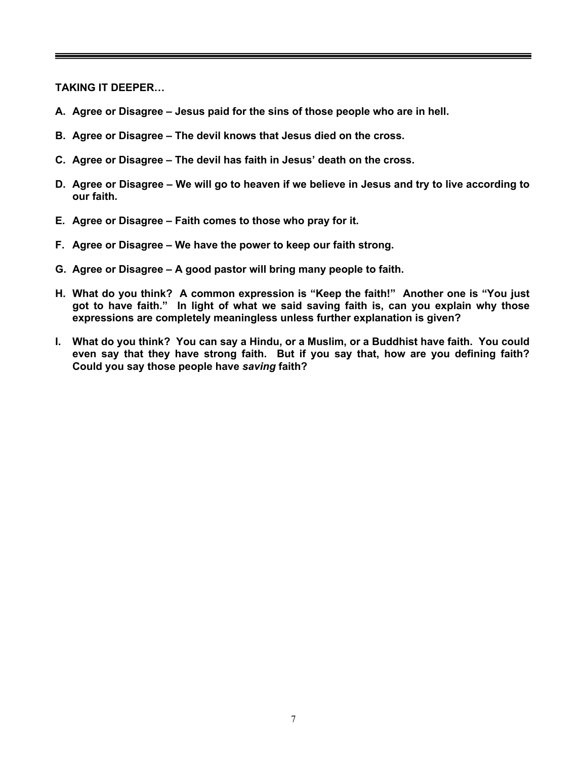**TAKING IT DEEPER…**

**A. Agree or Disagree – Jesus paid for the sins of those people who are in hell.**

**B. Agree or Disagree – The devil knows that Jesus died on the cross.**

**C. Agree or Disagree – The devil has faith in Jesus' death on the cross.**

**D. Agree or Disagree – We will go to heaven if we believe in Jesus and try to live according to our faith.**

**E. Agree or Disagree – Faith comes to those who pray for it.**

**F. Agree or Disagree – We have the power to keep our faith strong.**

**G. Agree or Disagree – A good pastor will bring many people to faith.**

**H. What do you think? A common expression is "Keep the faith!" Another one is "You just got to have faith." In light of what we said saving faith is, can you explain why those expressions are completely meaningless unless further explanation is given?**

**I. What do you think? You can say a Hindu, or a Muslim, or a Buddhist have faith. You could even say that they have strong faith. But if you say that, how are you defining faith? Could you say those people have *saving* faith?**